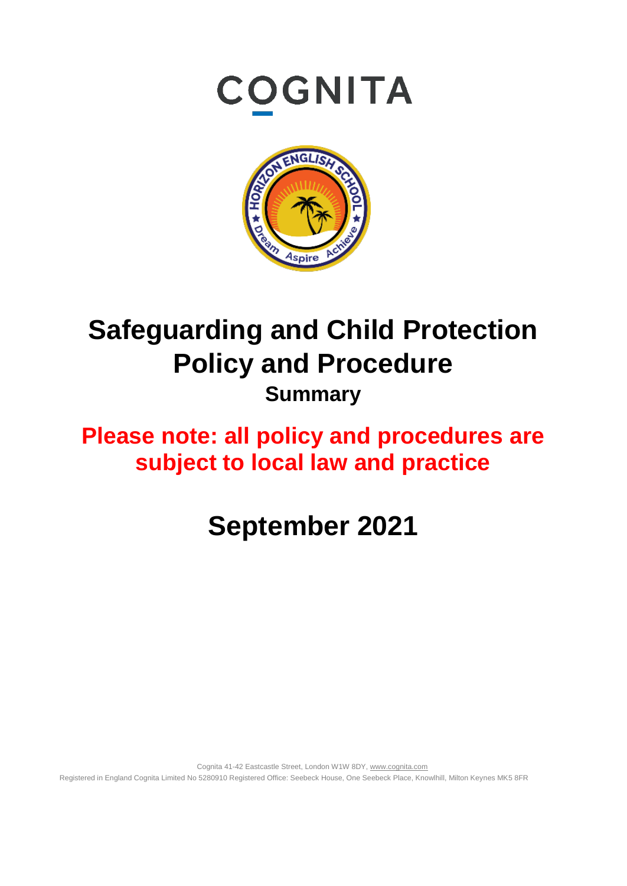COGNITA

# Safeguarding and Child Protection Policy and Procedure

## Summary

**Please note: all policy and procedures are subject to local law and practice**

## September 2021

Cognita 41-42 Eastcastle Street, London W1W 8DY, www.cognita.com
Registered in England Cognita Limited No 5280910 Registered Office: Seebeck House, One Seebeck Place, Knowlhill, Milton Keynes MK5 8FR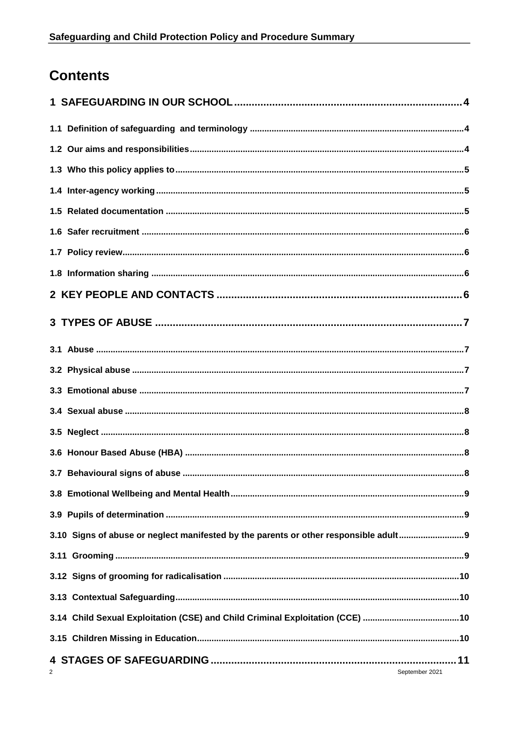# Contents

**1 SAFEGUARDING IN OUR SCHOOL** .... 4

**1.1 Definition of safeguarding and terminology** .... 4

**1.2 Our aims and responsibilities** .... 4

**1.3 Who this policy applies to** .... 5

**1.4 Inter-agency working** .... 5

**1.5 Related documentation** .... 5

**1.6 Safer recruitment** .... 6

**1.7 Policy review** .... 6

**1.8 Information sharing** .... 6

**2 KEY PEOPLE AND CONTACTS** .... 6

**3 TYPES OF ABUSE** .... 7

**3.1 Abuse** .... 7

**3.2 Physical abuse** .... 7

**3.3 Emotional abuse** .... 7

**3.4 Sexual abuse** .... 8

**3.5 Neglect** .... 8

**3.6 Honour Based Abuse (HBA)** .... 8

**3.7 Behavioural signs of abuse** .... 8

**3.8 Emotional Wellbeing and Mental Health** .... 9

**3.9 Pupils of determination** .... 9

**3.10 Signs of abuse or neglect manifested by the parents or other responsible adult** .... 9

**3.11 Grooming** .... 9

**3.12 Signs of grooming for radicalisation** .... 10

**3.13 Contextual Safeguarding** .... 10

**3.14 Child Sexual Exploitation (CSE) and Child Criminal Exploitation (CCE)** .... 10

**3.15 Children Missing in Education** .... 10

**4 STAGES OF SAFEGUARDING** .... 11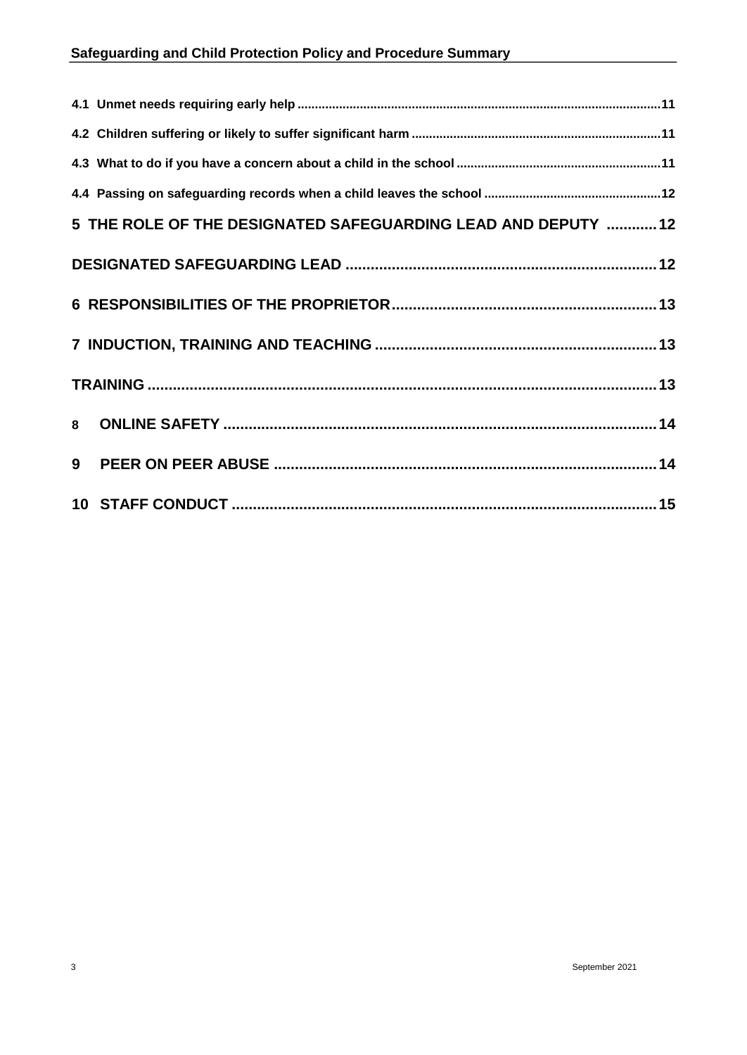4.1 Unmet needs requiring early help ........................................................................................................11

4.2 Children suffering or likely to suffer significant harm .......................................................................11

4.3 What to do if you have a concern about a child in the school ..........................................................11

4.4 Passing on safeguarding records when a child leaves the school ..................................................12

5 THE ROLE OF THE DESIGNATED SAFEGUARDING LEAD AND DEPUTY ............12

DESIGNATED SAFEGUARDING LEAD ........................................................................12

6 RESPONSIBILITIES OF THE PROPRIETOR.............................................................13

7 INDUCTION, TRAINING AND TEACHING .................................................................13

TRAINING .....................................................................................................................13

8 ONLINE SAFETY ...................................................................................................14

9 PEER ON PEER ABUSE .........................................................................................14

10 STAFF CONDUCT ...................................................................................................15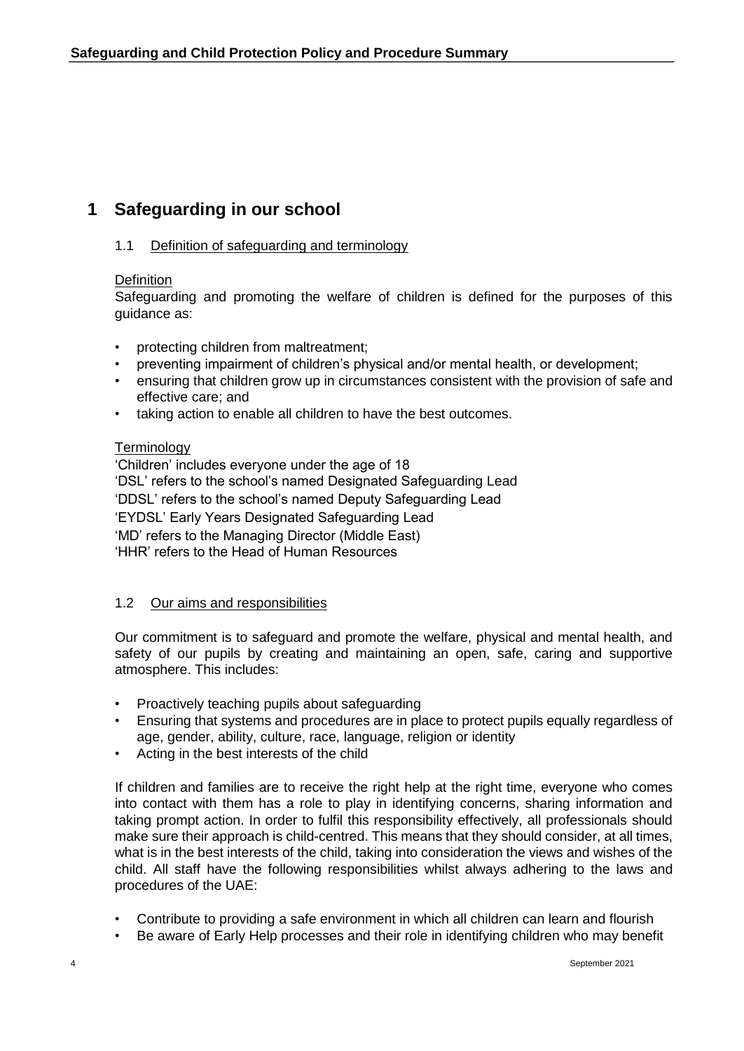# 1 Safeguarding in our school

## 1.1 Definition of safeguarding and terminology

### Definition

Safeguarding and promoting the welfare of children is defined for the purposes of this guidance as:

- protecting children from maltreatment;
- preventing impairment of children's physical and/or mental health, or development;
- ensuring that children grow up in circumstances consistent with the provision of safe and effective care; and
- taking action to enable all children to have the best outcomes.

### Terminology

'Children' includes everyone under the age of 18
'DSL' refers to the school's named Designated Safeguarding Lead
'DDSL' refers to the school's named Deputy Safeguarding Lead
'EYDSL' Early Years Designated Safeguarding Lead
'MD' refers to the Managing Director (Middle East)
'HHR' refers to the Head of Human Resources

## 1.2 Our aims and responsibilities

Our commitment is to safeguard and promote the welfare, physical and mental health, and safety of our pupils by creating and maintaining an open, safe, caring and supportive atmosphere. This includes:

- Proactively teaching pupils about safeguarding
- Ensuring that systems and procedures are in place to protect pupils equally regardless of age, gender, ability, culture, race, language, religion or identity
- Acting in the best interests of the child

If children and families are to receive the right help at the right time, everyone who comes into contact with them has a role to play in identifying concerns, sharing information and taking prompt action. In order to fulfil this responsibility effectively, all professionals should make sure their approach is child-centred. This means that they should consider, at all times, what is in the best interests of the child, taking into consideration the views and wishes of the child. All staff have the following responsibilities whilst always adhering to the laws and procedures of the UAE:

- Contribute to providing a safe environment in which all children can learn and flourish
- Be aware of Early Help processes and their role in identifying children who may benefit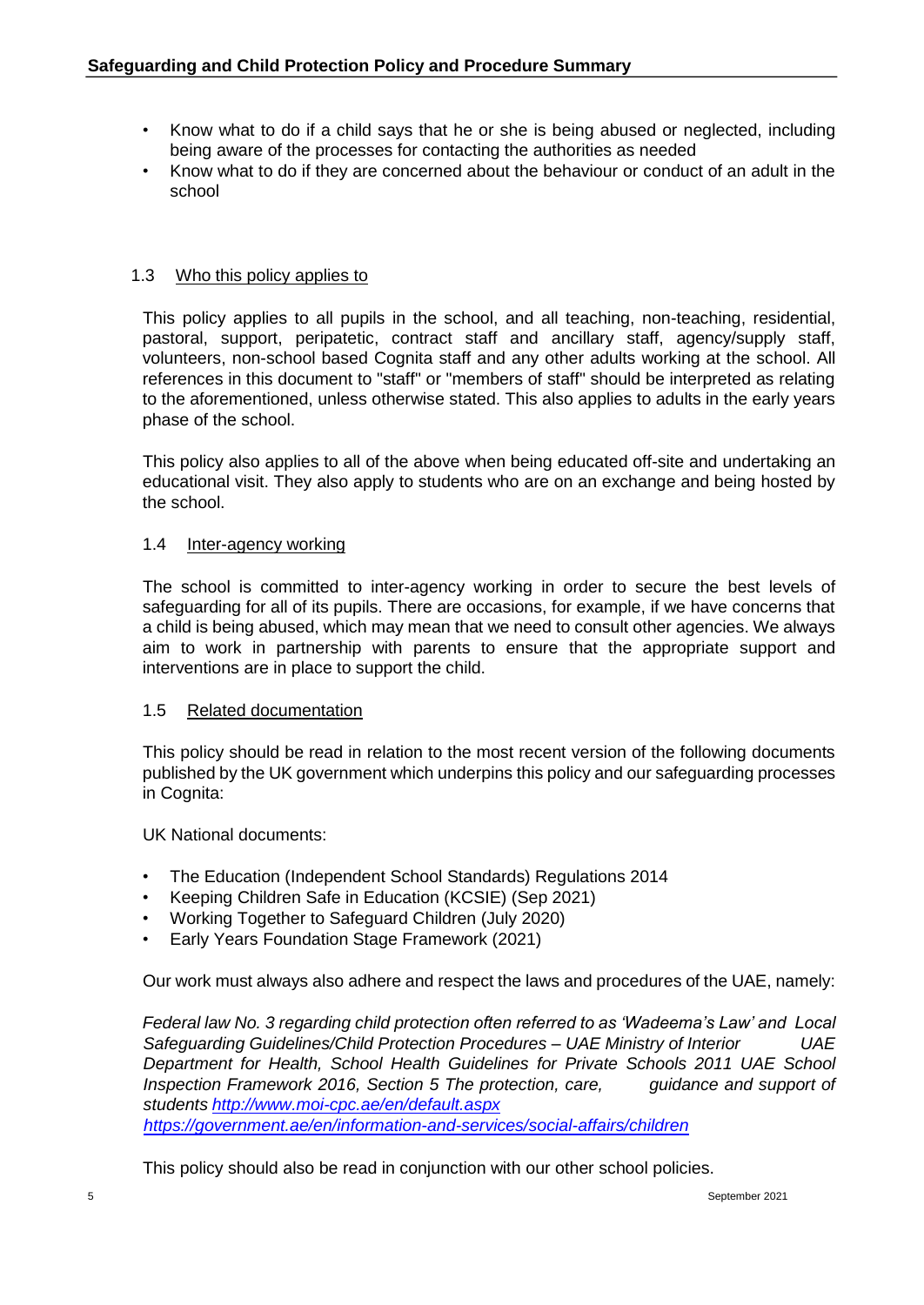- Know what to do if a child says that he or she is being abused or neglected, including being aware of the processes for contacting the authorities as needed
- Know what to do if they are concerned about the behaviour or conduct of an adult in the school

### 1.3 Who this policy applies to

This policy applies to all pupils in the school, and all teaching, non-teaching, residential, pastoral, support, peripatetic, contract staff and ancillary staff, agency/supply staff, volunteers, non-school based Cognita staff and any other adults working at the school. All references in this document to "staff" or "members of staff" should be interpreted as relating to the aforementioned, unless otherwise stated. This also applies to adults in the early years phase of the school.

This policy also applies to all of the above when being educated off-site and undertaking an educational visit. They also apply to students who are on an exchange and being hosted by the school.

### 1.4 Inter-agency working

The school is committed to inter-agency working in order to secure the best levels of safeguarding for all of its pupils. There are occasions, for example, if we have concerns that a child is being abused, which may mean that we need to consult other agencies. We always aim to work in partnership with parents to ensure that the appropriate support and interventions are in place to support the child.

### 1.5 Related documentation

This policy should be read in relation to the most recent version of the following documents published by the UK government which underpins this policy and our safeguarding processes in Cognita:

UK National documents:

- The Education (Independent School Standards) Regulations 2014
- Keeping Children Safe in Education (KCSIE) (Sep 2021)
- Working Together to Safeguard Children (July 2020)
- Early Years Foundation Stage Framework (2021)

Our work must always also adhere and respect the laws and procedures of the UAE, namely:

*Federal law No. 3 regarding child protection often referred to as 'Wadeema's Law' and Local Safeguarding Guidelines/Child Protection Procedures – UAE Ministry of Interior UAE Department for Health, School Health Guidelines for Private Schools 2011 UAE School Inspection Framework 2016, Section 5 The protection, care, guidance and support of students [http://www.moi-cpc.ae/en/default.aspx](http://www.moi-cpc.ae/en/default.aspx)*
*[https://government.ae/en/information-and-services/social-affairs/children](https://government.ae/en/information-and-services/social-affairs/children)*

This policy should also be read in conjunction with our other school policies.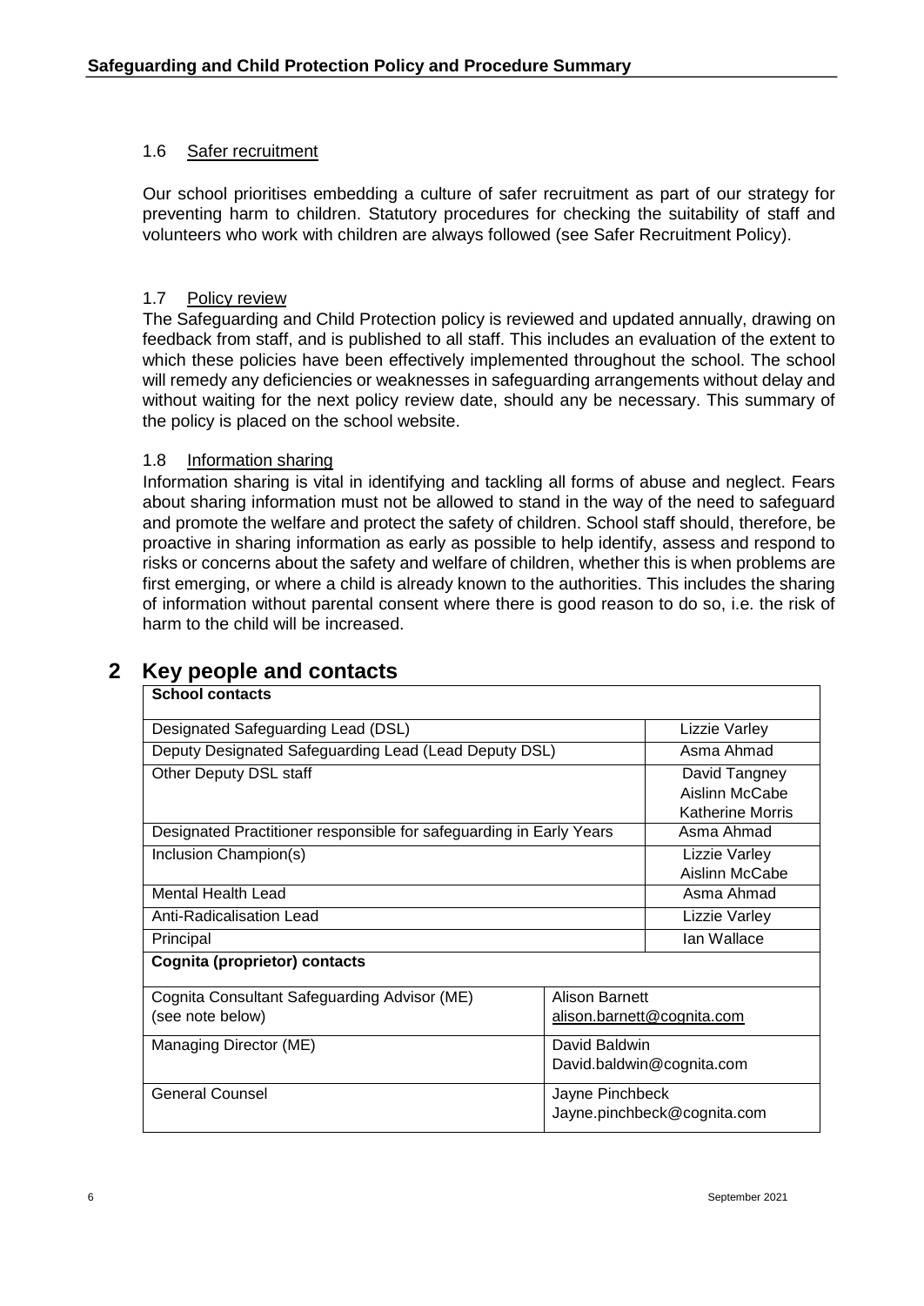### 1.6 Safer recruitment

Our school prioritises embedding a culture of safer recruitment as part of our strategy for preventing harm to children. Statutory procedures for checking the suitability of staff and volunteers who work with children are always followed (see Safer Recruitment Policy).

### 1.7 Policy review

The Safeguarding and Child Protection policy is reviewed and updated annually, drawing on feedback from staff, and is published to all staff. This includes an evaluation of the extent to which these policies have been effectively implemented throughout the school. The school will remedy any deficiencies or weaknesses in safeguarding arrangements without delay and without waiting for the next policy review date, should any be necessary. This summary of the policy is placed on the school website.

### 1.8 Information sharing

Information sharing is vital in identifying and tackling all forms of abuse and neglect. Fears about sharing information must not be allowed to stand in the way of the need to safeguard and promote the welfare and protect the safety of children. School staff should, therefore, be proactive in sharing information as early as possible to help identify, assess and respond to risks or concerns about the safety and welfare of children, whether this is when problems are first emerging, or where a child is already known to the authorities. This includes the sharing of information without parental consent where there is good reason to do so, i.e. the risk of harm to the child will be increased.

## 2 Key people and contacts

| | |
|---|---|
| **School contacts** | |
| Designated Safeguarding Lead (DSL) | Lizzie Varley |
| Deputy Designated Safeguarding Lead (Lead Deputy DSL) | Asma Ahmad |
| Other Deputy DSL staff | David Tangney<br>Aislinn McCabe<br>Katherine Morris |
| Designated Practitioner responsible for safeguarding in Early Years | Asma Ahmad |
| Inclusion Champion(s) | Lizzie Varley<br>Aislinn McCabe |
| Mental Health Lead | Asma Ahmad |
| Anti-Radicalisation Lead | Lizzie Varley |
| Principal | Ian Wallace |
| **Cognita (proprietor) contacts** | |
| Cognita Consultant Safeguarding Advisor (ME)<br>(see note below) | Alison Barnett<br>alison.barnett@cognita.com |
| Managing Director (ME) | David Baldwin<br>David.baldwin@cognita.com |
| General Counsel | Jayne Pinchbeck<br>Jayne.pinchbeck@cognita.com |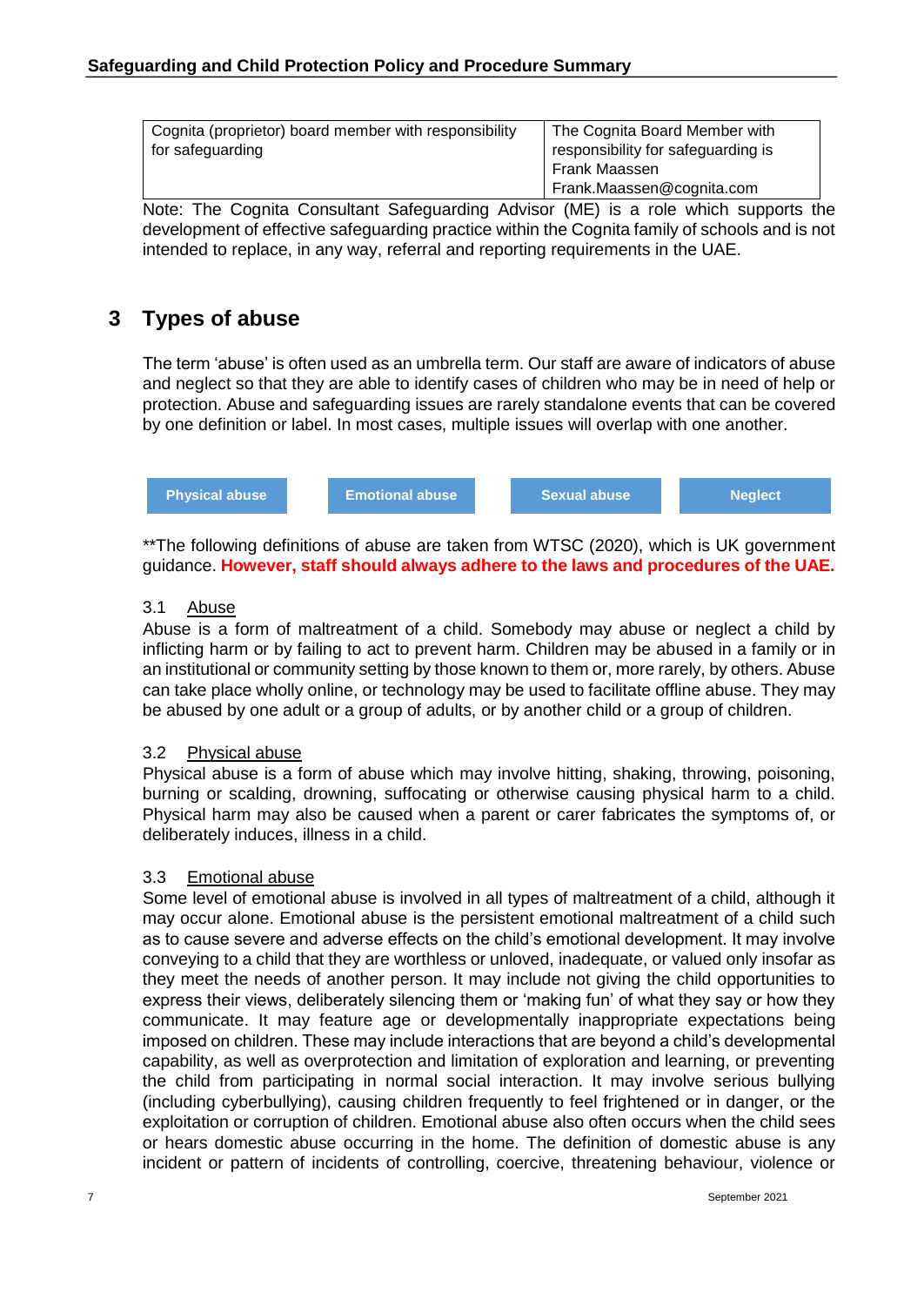| | |
|---|---|
| Cognita (proprietor) board member with responsibility for safeguarding | The Cognita Board Member with responsibility for safeguarding is Frank Maassen Frank.Maassen@cognita.com |

Note: The Cognita Consultant Safeguarding Advisor (ME) is a role which supports the development of effective safeguarding practice within the Cognita family of schools and is not intended to replace, in any way, referral and reporting requirements in the UAE.

# 3 Types of abuse

The term 'abuse' is often used as an umbrella term. Our staff are aware of indicators of abuse and neglect so that they are able to identify cases of children who may be in need of help or protection. Abuse and safeguarding issues are rarely standalone events that can be covered by one definition or label. In most cases, multiple issues will overlap with one another.

**Physical abuse** | **Emotional abuse** | **Sexual abuse** | **Neglect**

**The following definitions of abuse are taken from WTSC (2020), which is UK government guidance. **However, staff should always adhere to the laws and procedures of the UAE.**

## 3.1 Abuse

Abuse is a form of maltreatment of a child. Somebody may abuse or neglect a child by inflicting harm or by failing to act to prevent harm. Children may be abused in a family or in an institutional or community setting by those known to them or, more rarely, by others. Abuse can take place wholly online, or technology may be used to facilitate offline abuse. They may be abused by one adult or a group of adults, or by another child or a group of children.

## 3.2 Physical abuse

Physical abuse is a form of abuse which may involve hitting, shaking, throwing, poisoning, burning or scalding, drowning, suffocating or otherwise causing physical harm to a child. Physical harm may also be caused when a parent or carer fabricates the symptoms of, or deliberately induces, illness in a child.

## 3.3 Emotional abuse

Some level of emotional abuse is involved in all types of maltreatment of a child, although it may occur alone. Emotional abuse is the persistent emotional maltreatment of a child such as to cause severe and adverse effects on the child's emotional development. It may involve conveying to a child that they are worthless or unloved, inadequate, or valued only insofar as they meet the needs of another person. It may include not giving the child opportunities to express their views, deliberately silencing them or 'making fun' of what they say or how they communicate. It may feature age or developmentally inappropriate expectations being imposed on children. These may include interactions that are beyond a child's developmental capability, as well as overprotection and limitation of exploration and learning, or preventing the child from participating in normal social interaction. It may involve serious bullying (including cyberbullying), causing children frequently to feel frightened or in danger, or the exploitation or corruption of children. Emotional abuse also often occurs when the child sees or hears domestic abuse occurring in the home. The definition of domestic abuse is any incident or pattern of incidents of controlling, coercive, threatening behaviour, violence or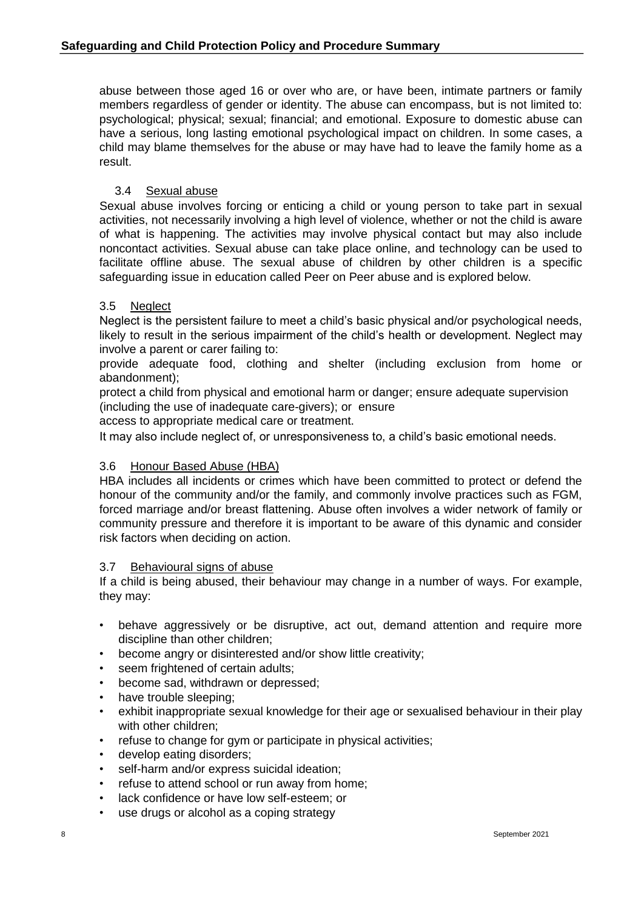abuse between those aged 16 or over who are, or have been, intimate partners or family members regardless of gender or identity. The abuse can encompass, but is not limited to: psychological; physical; sexual; financial; and emotional. Exposure to domestic abuse can have a serious, long lasting emotional psychological impact on children. In some cases, a child may blame themselves for the abuse or may have had to leave the family home as a result.

### 3.4 Sexual abuse

Sexual abuse involves forcing or enticing a child or young person to take part in sexual activities, not necessarily involving a high level of violence, whether or not the child is aware of what is happening. The activities may involve physical contact but may also include noncontact activities. Sexual abuse can take place online, and technology can be used to facilitate offline abuse. The sexual abuse of children by other children is a specific safeguarding issue in education called Peer on Peer abuse and is explored below.

### 3.5 Neglect

Neglect is the persistent failure to meet a child's basic physical and/or psychological needs, likely to result in the serious impairment of the child's health or development. Neglect may involve a parent or carer failing to:

provide adequate food, clothing and shelter (including exclusion from home or abandonment);

protect a child from physical and emotional harm or danger; ensure adequate supervision (including the use of inadequate care-givers); or ensure

access to appropriate medical care or treatment.

It may also include neglect of, or unresponsiveness to, a child's basic emotional needs.

### 3.6 Honour Based Abuse (HBA)

HBA includes all incidents or crimes which have been committed to protect or defend the honour of the community and/or the family, and commonly involve practices such as FGM, forced marriage and/or breast flattening. Abuse often involves a wider network of family or community pressure and therefore it is important to be aware of this dynamic and consider risk factors when deciding on action.

### 3.7 Behavioural signs of abuse

If a child is being abused, their behaviour may change in a number of ways. For example, they may:

- behave aggressively or be disruptive, act out, demand attention and require more discipline than other children;
- become angry or disinterested and/or show little creativity;
- seem frightened of certain adults;
- become sad, withdrawn or depressed;
- have trouble sleeping;
- exhibit inappropriate sexual knowledge for their age or sexualised behaviour in their play with other children;
- refuse to change for gym or participate in physical activities;
- develop eating disorders;
- self-harm and/or express suicidal ideation;
- refuse to attend school or run away from home;
- lack confidence or have low self-esteem; or
- use drugs or alcohol as a coping strategy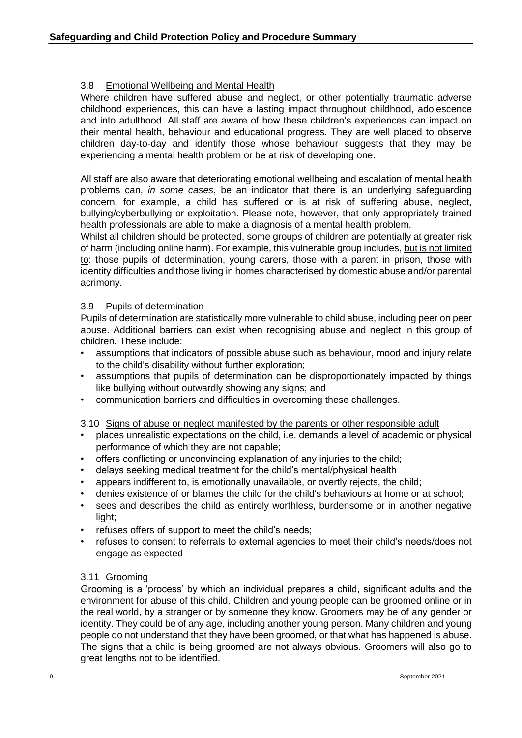### 3.8 Emotional Wellbeing and Mental Health

Where children have suffered abuse and neglect, or other potentially traumatic adverse childhood experiences, this can have a lasting impact throughout childhood, adolescence and into adulthood. All staff are aware of how these children's experiences can impact on their mental health, behaviour and educational progress. They are well placed to observe children day-to-day and identify those whose behaviour suggests that they may be experiencing a mental health problem or be at risk of developing one.

All staff are also aware that deteriorating emotional wellbeing and escalation of mental health problems can, *in some cases*, be an indicator that there is an underlying safeguarding concern, for example, a child has suffered or is at risk of suffering abuse, neglect, bullying/cyberbullying or exploitation. Please note, however, that only appropriately trained health professionals are able to make a diagnosis of a mental health problem.

Whilst all children should be protected, some groups of children are potentially at greater risk of harm (including online harm). For example, this vulnerable group includes, but is not limited to: those pupils of determination, young carers, those with a parent in prison, those with identity difficulties and those living in homes characterised by domestic abuse and/or parental acrimony.

### 3.9 Pupils of determination

Pupils of determination are statistically more vulnerable to child abuse, including peer on peer abuse. Additional barriers can exist when recognising abuse and neglect in this group of children. These include:

- assumptions that indicators of possible abuse such as behaviour, mood and injury relate to the child's disability without further exploration;
- assumptions that pupils of determination can be disproportionately impacted by things like bullying without outwardly showing any signs; and
- communication barriers and difficulties in overcoming these challenges.

### 3.10 Signs of abuse or neglect manifested by the parents or other responsible adult

- places unrealistic expectations on the child, i.e. demands a level of academic or physical performance of which they are not capable;
- offers conflicting or unconvincing explanation of any injuries to the child;
- delays seeking medical treatment for the child's mental/physical health
- appears indifferent to, is emotionally unavailable, or overtly rejects, the child;
- denies existence of or blames the child for the child's behaviours at home or at school;
- sees and describes the child as entirely worthless, burdensome or in another negative light;
- refuses offers of support to meet the child's needs;
- refuses to consent to referrals to external agencies to meet their child's needs/does not engage as expected

### 3.11 Grooming

Grooming is a 'process' by which an individual prepares a child, significant adults and the environment for abuse of this child. Children and young people can be groomed online or in the real world, by a stranger or by someone they know. Groomers may be of any gender or identity. They could be of any age, including another young person. Many children and young people do not understand that they have been groomed, or that what has happened is abuse. The signs that a child is being groomed are not always obvious. Groomers will also go to great lengths not to be identified.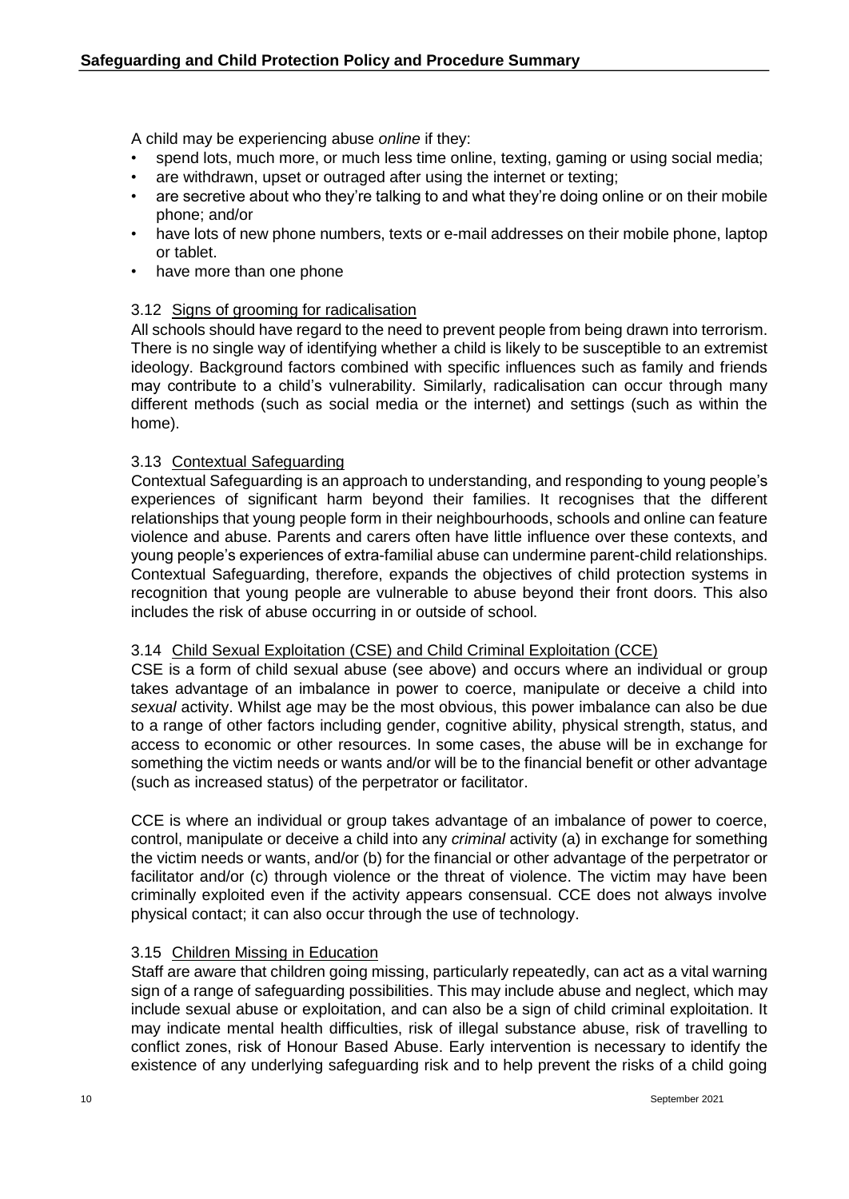A child may be experiencing abuse *online* if they:

- spend lots, much more, or much less time online, texting, gaming or using social media;
- are withdrawn, upset or outraged after using the internet or texting;
- are secretive about who they're talking to and what they're doing online or on their mobile phone; and/or
- have lots of new phone numbers, texts or e-mail addresses on their mobile phone, laptop or tablet.
- have more than one phone

### 3.12 Signs of grooming for radicalisation

All schools should have regard to the need to prevent people from being drawn into terrorism. There is no single way of identifying whether a child is likely to be susceptible to an extremist ideology. Background factors combined with specific influences such as family and friends may contribute to a child's vulnerability. Similarly, radicalisation can occur through many different methods (such as social media or the internet) and settings (such as within the home).

### 3.13 Contextual Safeguarding

Contextual Safeguarding is an approach to understanding, and responding to young people's experiences of significant harm beyond their families. It recognises that the different relationships that young people form in their neighbourhoods, schools and online can feature violence and abuse. Parents and carers often have little influence over these contexts, and young people's experiences of extra-familial abuse can undermine parent-child relationships. Contextual Safeguarding, therefore, expands the objectives of child protection systems in recognition that young people are vulnerable to abuse beyond their front doors. This also includes the risk of abuse occurring in or outside of school.

### 3.14 Child Sexual Exploitation (CSE) and Child Criminal Exploitation (CCE)

CSE is a form of child sexual abuse (see above) and occurs where an individual or group takes advantage of an imbalance in power to coerce, manipulate or deceive a child into *sexual* activity. Whilst age may be the most obvious, this power imbalance can also be due to a range of other factors including gender, cognitive ability, physical strength, status, and access to economic or other resources. In some cases, the abuse will be in exchange for something the victim needs or wants and/or will be to the financial benefit or other advantage (such as increased status) of the perpetrator or facilitator.

CCE is where an individual or group takes advantage of an imbalance of power to coerce, control, manipulate or deceive a child into any *criminal* activity (a) in exchange for something the victim needs or wants, and/or (b) for the financial or other advantage of the perpetrator or facilitator and/or (c) through violence or the threat of violence. The victim may have been criminally exploited even if the activity appears consensual. CCE does not always involve physical contact; it can also occur through the use of technology.

### 3.15 Children Missing in Education

Staff are aware that children going missing, particularly repeatedly, can act as a vital warning sign of a range of safeguarding possibilities. This may include abuse and neglect, which may include sexual abuse or exploitation, and can also be a sign of child criminal exploitation. It may indicate mental health difficulties, risk of illegal substance abuse, risk of travelling to conflict zones, risk of Honour Based Abuse. Early intervention is necessary to identify the existence of any underlying safeguarding risk and to help prevent the risks of a child going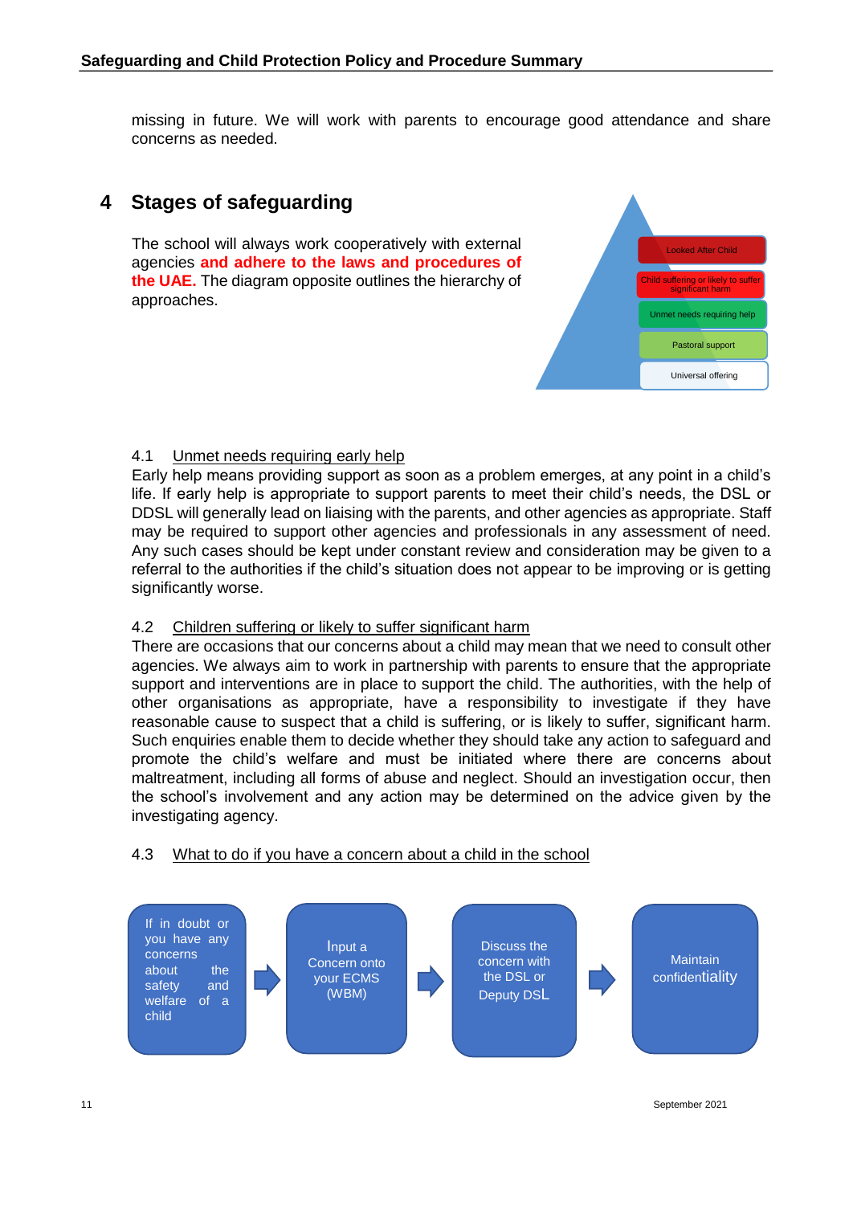missing in future. We will work with parents to encourage good attendance and share concerns as needed.

## 4 Stages of safeguarding

The school will always work cooperatively with external agencies **and adhere to the laws and procedures of the UAE.** The diagram opposite outlines the hierarchy of approaches.

Looked After Child

Child suffering or likely to suffer significant harm

Unmet needs requiring help

Pastoral support

Universal offering

### 4.1 Unmet needs requiring early help

Early help means providing support as soon as a problem emerges, at any point in a child's life. If early help is appropriate to support parents to meet their child's needs, the DSL or DDSL will generally lead on liaising with the parents, and other agencies as appropriate. Staff may be required to support other agencies and professionals in any assessment of need. Any such cases should be kept under constant review and consideration may be given to a referral to the authorities if the child's situation does not appear to be improving or is getting significantly worse.

### 4.2 Children suffering or likely to suffer significant harm

There are occasions that our concerns about a child may mean that we need to consult other agencies. We always aim to work in partnership with parents to ensure that the appropriate support and interventions are in place to support the child. The authorities, with the help of other organisations as appropriate, have a responsibility to investigate if they have reasonable cause to suspect that a child is suffering, or is likely to suffer, significant harm. Such enquiries enable them to decide whether they should take any action to safeguard and promote the child's welfare and must be initiated where there are concerns about maltreatment, including all forms of abuse and neglect. Should an investigation occur, then the school's involvement and any action may be determined on the advice given by the investigating agency.

### 4.3 What to do if you have a concern about a child in the school

If in doubt or you have any concerns about the safety and welfare of a child → Input a Concern onto your ECMS (WBM) → Discuss the concern with the DSL or Deputy DSL → Maintain confidentiality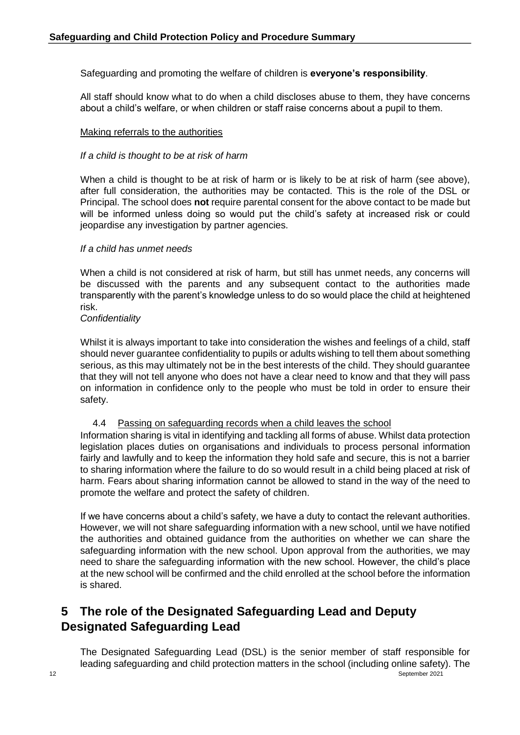Safeguarding and promoting the welfare of children is **everyone's responsibility**.

All staff should know what to do when a child discloses abuse to them, they have concerns about a child's welfare, or when children or staff raise concerns about a pupil to them.

Making referrals to the authorities

*If a child is thought to be at risk of harm*

When a child is thought to be at risk of harm or is likely to be at risk of harm (see above), after full consideration, the authorities may be contacted. This is the role of the DSL or Principal. The school does **not** require parental consent for the above contact to be made but will be informed unless doing so would put the child's safety at increased risk or could jeopardise any investigation by partner agencies.

*If a child has unmet needs*

When a child is not considered at risk of harm, but still has unmet needs, any concerns will be discussed with the parents and any subsequent contact to the authorities made transparently with the parent's knowledge unless to do so would place the child at heightened risk.

*Confidentiality*

Whilst it is always important to take into consideration the wishes and feelings of a child, staff should never guarantee confidentiality to pupils or adults wishing to tell them about something serious, as this may ultimately not be in the best interests of the child. They should guarantee that they will not tell anyone who does not have a clear need to know and that they will pass on information in confidence only to the people who must be told in order to ensure their safety.

4.4 Passing on safeguarding records when a child leaves the school

Information sharing is vital in identifying and tackling all forms of abuse. Whilst data protection legislation places duties on organisations and individuals to process personal information fairly and lawfully and to keep the information they hold safe and secure, this is not a barrier to sharing information where the failure to do so would result in a child being placed at risk of harm. Fears about sharing information cannot be allowed to stand in the way of the need to promote the welfare and protect the safety of children.

If we have concerns about a child's safety, we have a duty to contact the relevant authorities. However, we will not share safeguarding information with a new school, until we have notified the authorities and obtained guidance from the authorities on whether we can share the safeguarding information with the new school. Upon approval from the authorities, we may need to share the safeguarding information with the new school. However, the child's place at the new school will be confirmed and the child enrolled at the school before the information is shared.

# 5 The role of the Designated Safeguarding Lead and Deputy Designated Safeguarding Lead

The Designated Safeguarding Lead (DSL) is the senior member of staff responsible for leading safeguarding and child protection matters in the school (including online safety). The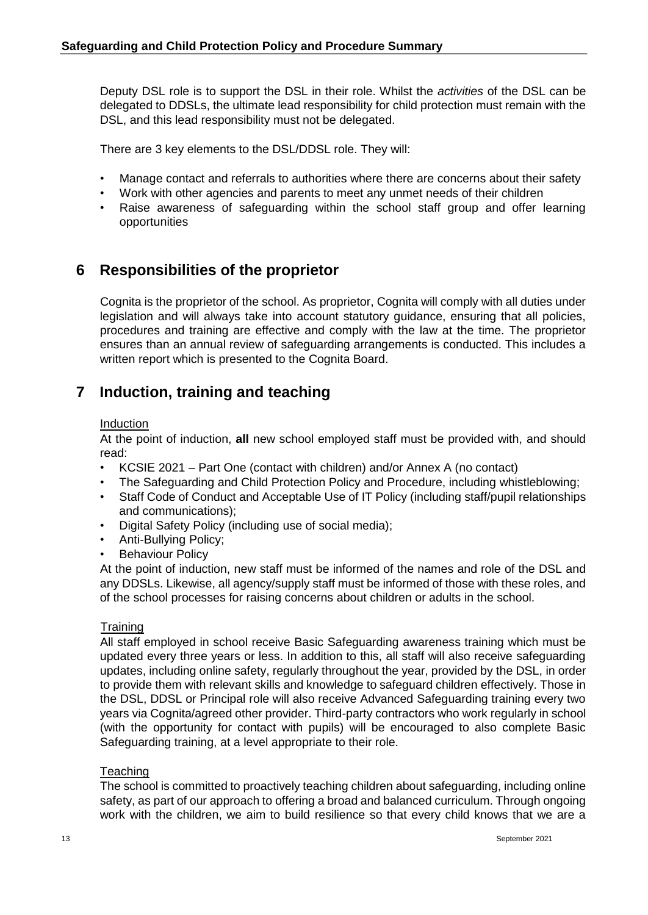Deputy DSL role is to support the DSL in their role. Whilst the *activities* of the DSL can be delegated to DDSLs, the ultimate lead responsibility for child protection must remain with the DSL, and this lead responsibility must not be delegated.

There are 3 key elements to the DSL/DDSL role. They will:

- Manage contact and referrals to authorities where there are concerns about their safety
- Work with other agencies and parents to meet any unmet needs of their children
- Raise awareness of safeguarding within the school staff group and offer learning opportunities

## 6 Responsibilities of the proprietor

Cognita is the proprietor of the school. As proprietor, Cognita will comply with all duties under legislation and will always take into account statutory guidance, ensuring that all policies, procedures and training are effective and comply with the law at the time. The proprietor ensures than an annual review of safeguarding arrangements is conducted. This includes a written report which is presented to the Cognita Board.

## 7 Induction, training and teaching

Induction

At the point of induction, **all** new school employed staff must be provided with, and should read:

- KCSIE 2021 – Part One (contact with children) and/or Annex A (no contact)
- The Safeguarding and Child Protection Policy and Procedure, including whistleblowing;
- Staff Code of Conduct and Acceptable Use of IT Policy (including staff/pupil relationships and communications);
- Digital Safety Policy (including use of social media);
- Anti-Bullying Policy;
- Behaviour Policy

At the point of induction, new staff must be informed of the names and role of the DSL and any DDSLs. Likewise, all agency/supply staff must be informed of those with these roles, and of the school processes for raising concerns about children or adults in the school.

Training

All staff employed in school receive Basic Safeguarding awareness training which must be updated every three years or less. In addition to this, all staff will also receive safeguarding updates, including online safety, regularly throughout the year, provided by the DSL, in order to provide them with relevant skills and knowledge to safeguard children effectively. Those in the DSL, DDSL or Principal role will also receive Advanced Safeguarding training every two years via Cognita/agreed other provider. Third-party contractors who work regularly in school (with the opportunity for contact with pupils) will be encouraged to also complete Basic Safeguarding training, at a level appropriate to their role.

Teaching

The school is committed to proactively teaching children about safeguarding, including online safety, as part of our approach to offering a broad and balanced curriculum. Through ongoing work with the children, we aim to build resilience so that every child knows that we are a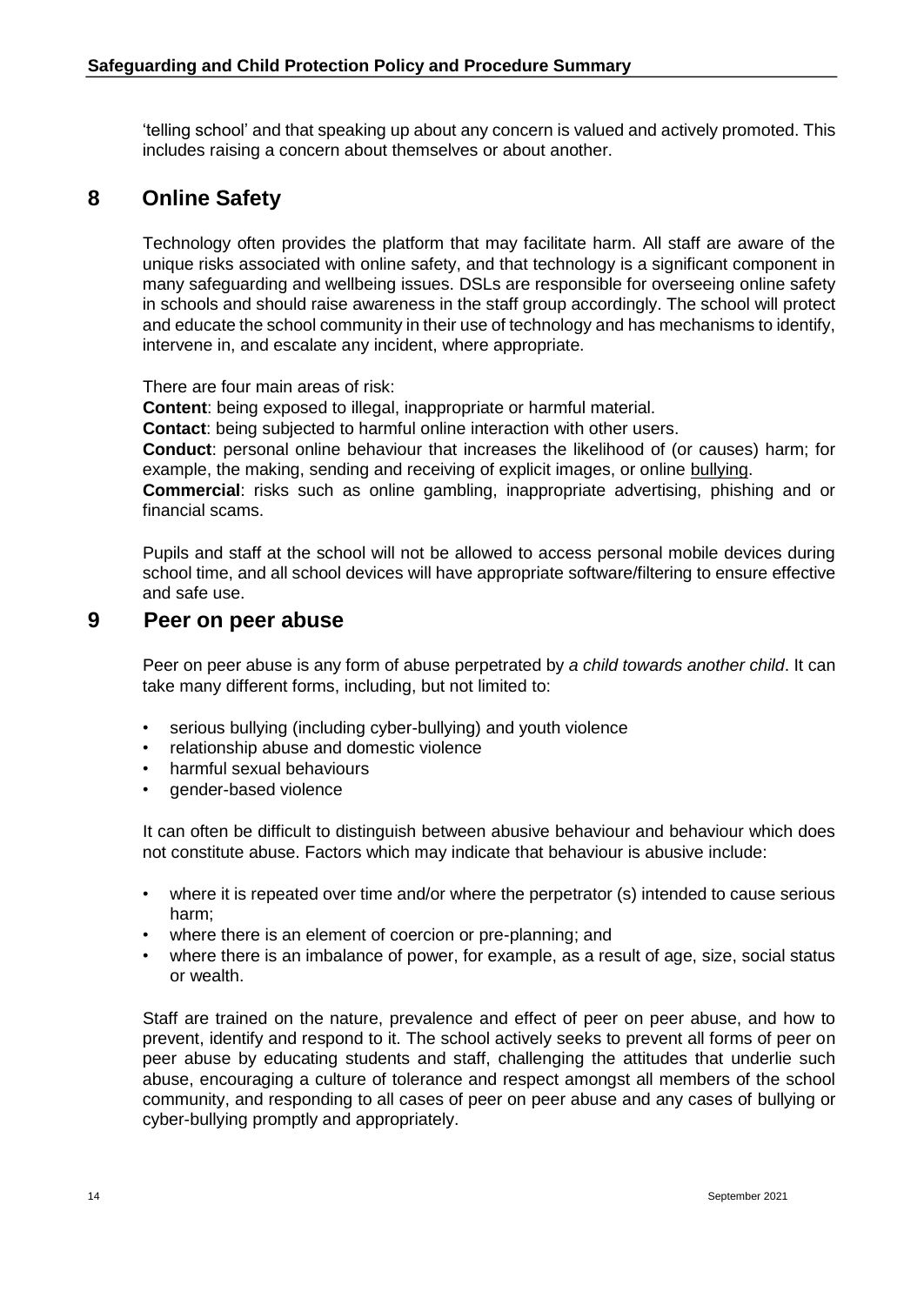'telling school' and that speaking up about any concern is valued and actively promoted. This includes raising a concern about themselves or about another.

## 8 Online Safety

Technology often provides the platform that may facilitate harm. All staff are aware of the unique risks associated with online safety, and that technology is a significant component in many safeguarding and wellbeing issues. DSLs are responsible for overseeing online safety in schools and should raise awareness in the staff group accordingly. The school will protect and educate the school community in their use of technology and has mechanisms to identify, intervene in, and escalate any incident, where appropriate.

There are four main areas of risk:
**Content**: being exposed to illegal, inappropriate or harmful material.
**Contact**: being subjected to harmful online interaction with other users.
**Conduct**: personal online behaviour that increases the likelihood of (or causes) harm; for example, the making, sending and receiving of explicit images, or online bullying.
**Commercial**: risks such as online gambling, inappropriate advertising, phishing and or financial scams.

Pupils and staff at the school will not be allowed to access personal mobile devices during school time, and all school devices will have appropriate software/filtering to ensure effective and safe use.

## 9 Peer on peer abuse

Peer on peer abuse is any form of abuse perpetrated by *a child towards another child*. It can take many different forms, including, but not limited to:

- serious bullying (including cyber-bullying) and youth violence
- relationship abuse and domestic violence
- harmful sexual behaviours
- gender-based violence

It can often be difficult to distinguish between abusive behaviour and behaviour which does not constitute abuse. Factors which may indicate that behaviour is abusive include:

- where it is repeated over time and/or where the perpetrator (s) intended to cause serious harm;
- where there is an element of coercion or pre-planning; and
- where there is an imbalance of power, for example, as a result of age, size, social status or wealth.

Staff are trained on the nature, prevalence and effect of peer on peer abuse, and how to prevent, identify and respond to it. The school actively seeks to prevent all forms of peer on peer abuse by educating students and staff, challenging the attitudes that underlie such abuse, encouraging a culture of tolerance and respect amongst all members of the school community, and responding to all cases of peer on peer abuse and any cases of bullying or cyber-bullying promptly and appropriately.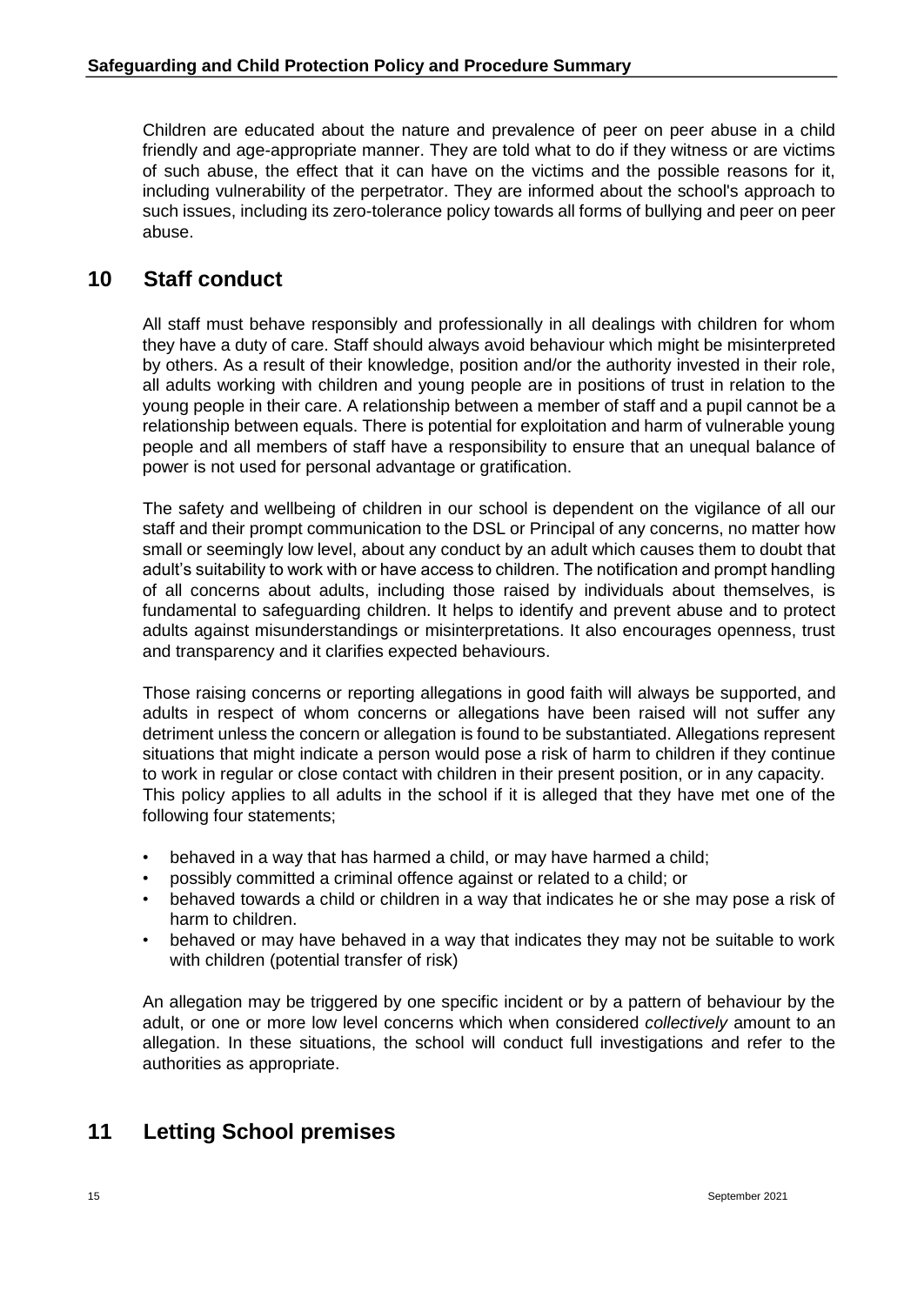Children are educated about the nature and prevalence of peer on peer abuse in a child friendly and age-appropriate manner. They are told what to do if they witness or are victims of such abuse, the effect that it can have on the victims and the possible reasons for it, including vulnerability of the perpetrator. They are informed about the school's approach to such issues, including its zero-tolerance policy towards all forms of bullying and peer on peer abuse.

## 10 Staff conduct

All staff must behave responsibly and professionally in all dealings with children for whom they have a duty of care. Staff should always avoid behaviour which might be misinterpreted by others. As a result of their knowledge, position and/or the authority invested in their role, all adults working with children and young people are in positions of trust in relation to the young people in their care. A relationship between a member of staff and a pupil cannot be a relationship between equals. There is potential for exploitation and harm of vulnerable young people and all members of staff have a responsibility to ensure that an unequal balance of power is not used for personal advantage or gratification.

The safety and wellbeing of children in our school is dependent on the vigilance of all our staff and their prompt communication to the DSL or Principal of any concerns, no matter how small or seemingly low level, about any conduct by an adult which causes them to doubt that adult's suitability to work with or have access to children. The notification and prompt handling of all concerns about adults, including those raised by individuals about themselves, is fundamental to safeguarding children. It helps to identify and prevent abuse and to protect adults against misunderstandings or misinterpretations. It also encourages openness, trust and transparency and it clarifies expected behaviours.

Those raising concerns or reporting allegations in good faith will always be supported, and adults in respect of whom concerns or allegations have been raised will not suffer any detriment unless the concern or allegation is found to be substantiated. Allegations represent situations that might indicate a person would pose a risk of harm to children if they continue to work in regular or close contact with children in their present position, or in any capacity. This policy applies to all adults in the school if it is alleged that they have met one of the following four statements;

- behaved in a way that has harmed a child, or may have harmed a child;
- possibly committed a criminal offence against or related to a child; or
- behaved towards a child or children in a way that indicates he or she may pose a risk of harm to children.
- behaved or may have behaved in a way that indicates they may not be suitable to work with children (potential transfer of risk)

An allegation may be triggered by one specific incident or by a pattern of behaviour by the adult, or one or more low level concerns which when considered *collectively* amount to an allegation. In these situations, the school will conduct full investigations and refer to the authorities as appropriate.

## 11 Letting School premises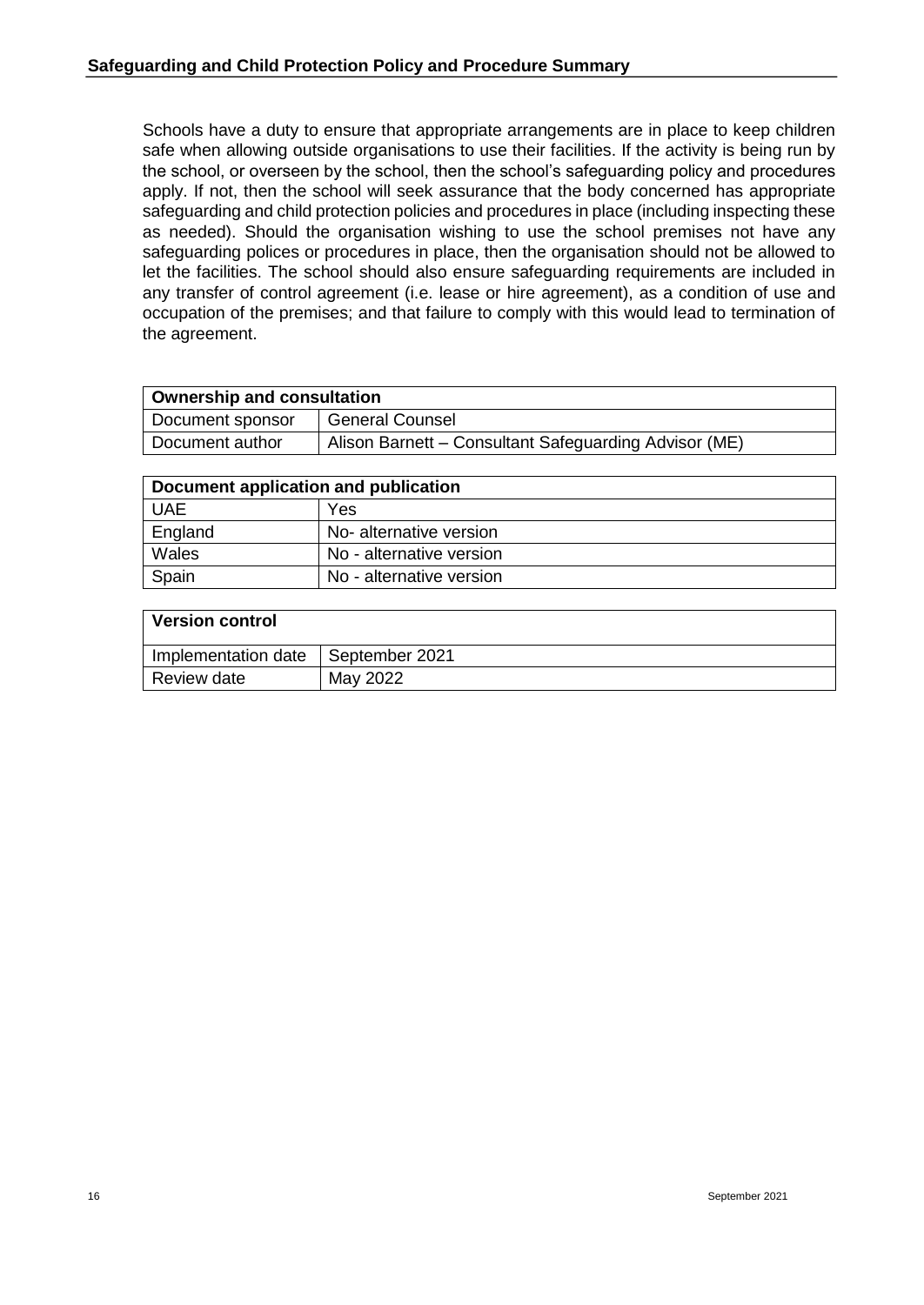Schools have a duty to ensure that appropriate arrangements are in place to keep children safe when allowing outside organisations to use their facilities. If the activity is being run by the school, or overseen by the school, then the school's safeguarding policy and procedures apply. If not, then the school will seek assurance that the body concerned has appropriate safeguarding and child protection policies and procedures in place (including inspecting these as needed). Should the organisation wishing to use the school premises not have any safeguarding polices or procedures in place, then the organisation should not be allowed to let the facilities. The school should also ensure safeguarding requirements are included in any transfer of control agreement (i.e. lease or hire agreement), as a condition of use and occupation of the premises; and that failure to comply with this would lead to termination of the agreement.

| **Ownership and consultation** | |
|---|---|
| Document sponsor | General Counsel |
| Document author | Alison Barnett – Consultant Safeguarding Advisor (ME) |

| **Document application and publication** | |
|---|---|
| UAE | Yes |
| England | No- alternative version |
| Wales | No - alternative version |
| Spain | No - alternative version |

| **Version control** | |
|---|---|
| Implementation date | September 2021 |
| Review date | May 2022 |